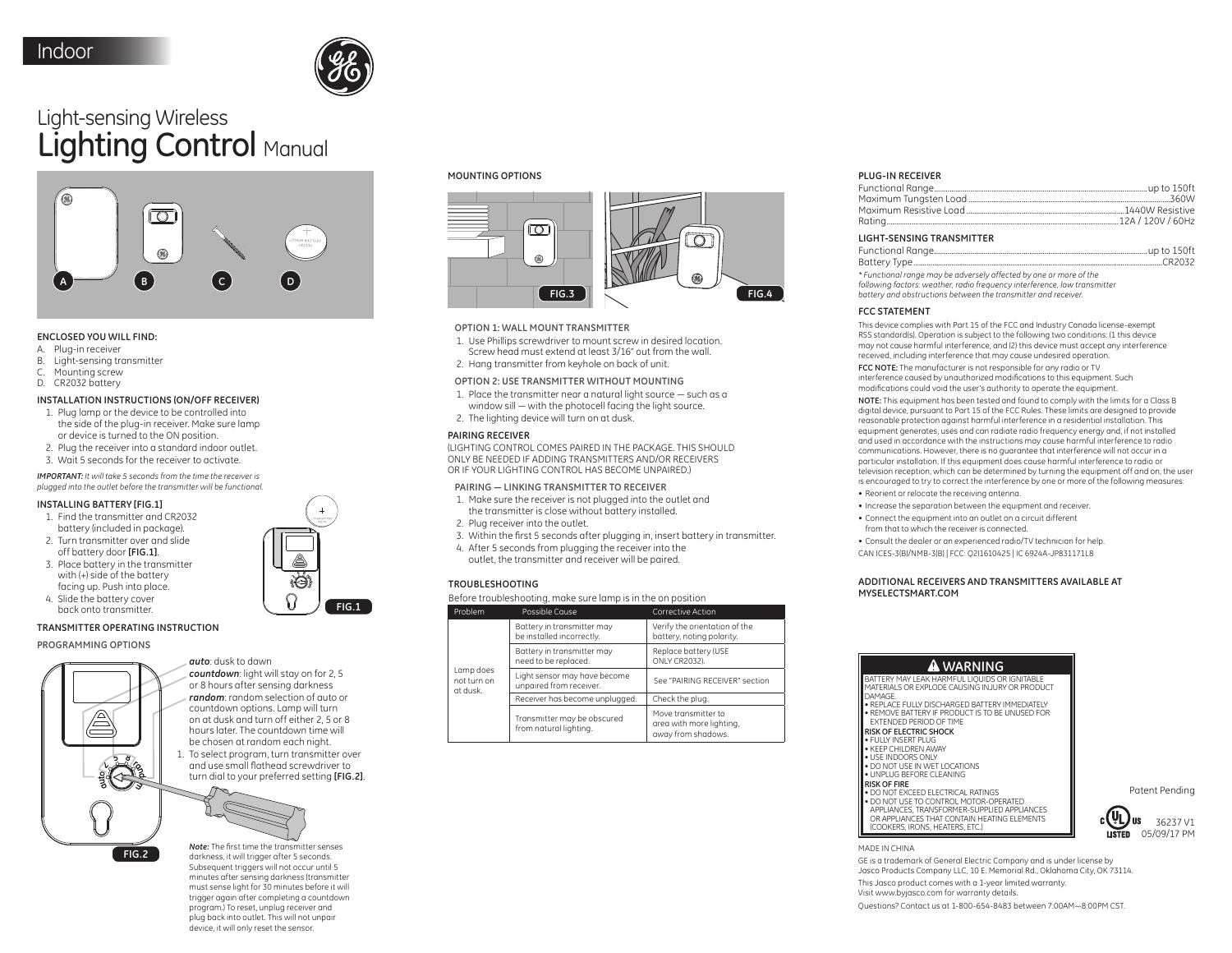Indoor

# Light-sensing Wireless Lighting Control Manual

A B C D

### ENCLOSED YOU WILL FIND:

A. Plug-in receiver
B. Light-sensing transmitter
C. Mounting screw
D. CR2032 battery

### INSTALLATION INSTRUCTIONS (ON/OFF RECEIVER)

1. Plug lamp or the device to be controlled into the side of the plug-in receiver. Make sure lamp or device is turned to the ON position.
2. Plug the receiver into a standard indoor outlet.
3. Wait 5 seconds for the receiver to activate.

***IMPORTANT:*** *It will take 5 seconds from the time the receiver is plugged into the outlet before the transmitter will be functional.*

### INSTALLING BATTERY [FIG.1]

1. Find the transmitter and CR2032 battery (included in package).
2. Turn transmitter over and slide off battery door **[FIG.1]**.
3. Place battery in the transmitter with (+) side of the battery facing up. Push into place.
4. Slide the battery cover back onto transmitter.

FIG.1

### TRANSMITTER OPERATING INSTRUCTION

#### PROGRAMMING OPTIONS

***auto***: dusk to dawn

***countdown***: light will stay on for 2, 5 or 8 hours after sensing darkness

***random***: random selection of auto or countdown options. Lamp will turn on at dusk and turn off either 2, 5 or 8 hours later. The countdown time will be chosen at random each night.

1. To select program, turn transmitter over and use small flathead screwdriver to turn dial to your preferred setting **[FIG.2]**.

FIG.2

***Note:*** *The first time the transmitter senses darkness, it will trigger after 5 seconds. Subsequent triggers will not occur until 5 minutes after sensing darkness (transmitter must sense light for 30 minutes before it will trigger again after completing a countdown program.) To reset, unplug receiver and plug back into outlet. This will not unpair device, it will only reset the sensor.*

### MOUNTING OPTIONS

FIG.3 FIG.4

#### OPTION 1: WALL MOUNT TRANSMITTER

1. Use Phillips screwdriver to mount screw in desired location. Screw head must extend at least 3/16" out from the wall.
2. Hang transmitter from keyhole on back of unit.

#### OPTION 2: USE TRANSMITTER WITHOUT MOUNTING

1. Place the transmitter near a natural light source — such as a window sill — with the photocell facing the light source.
2. The lighting device will turn on at dusk.

### PAIRING RECEIVER

(LIGHTING CONTROL COMES PAIRED IN THE PACKAGE. THIS SHOULD ONLY BE NEEDED IF ADDING TRANSMITTERS AND/OR RECEIVERS OR IF YOUR LIGHTING CONTROL HAS BECOME UNPAIRED.)

#### PAIRING — LINKING TRANSMITTER TO RECEIVER

1. Make sure the receiver is not plugged into the outlet and the transmitter is close without battery installed.
2. Plug receiver into the outlet.
3. Within the first 5 seconds after plugging in, insert battery in transmitter.
4. After 5 seconds from plugging the receiver into the outlet, the transmitter and receiver will be paired.

### TROUBLESHOOTING

Before troubleshooting, make sure lamp is in the on position

| Problem | Possible Cause | Corrective Action |
|---|---|---|
| Lamp does not turn on at dusk. | Battery in transmitter may be installed incorrectly. | Verify the orientation of the battery, noting polarity. |
| | Battery in transmitter may need to be replaced. | Replace battery (USE ONLY CR2032). |
| | Light sensor may have become unpaired from receiver. | See "PAIRING RECEIVER" section |
| | Receiver has become unplugged. | Check the plug. |
| | Transmitter may be obscured from natural lighting. | Move transmitter to area with more lighting, away from shadows. |

### PLUG-IN RECEIVER

Functional Range....................up to 150ft
Maximum Tungsten Load....................360W
Maximum Resistive Load....................1440W Resistive
Rating....................12A / 120V / 60Hz

### LIGHT-SENSING TRANSMITTER

Functional Range....................up to 150ft
Battery Type....................CR2032

*\* Functional range may be adversely affected by one or more of the following factors: weather, radio frequency interference, low transmitter battery and obstructions between the transmitter and receiver.*

### FCC STATEMENT

This device complies with Part 15 of the FCC and Industry Canada license-exempt RSS standard(s). Operation is subject to the following two conditions: (1 this device may not cause harmful interference, and (2) this device must accept any interference received, including interference that may cause undesired operation.

**FCC NOTE:** The manufacturer is not responsible for any radio or TV interference caused by unauthorized modifications to this equipment. Such modifications could void the user's authority to operate the equipment.

**NOTE:** This equipment has been tested and found to comply with the limits for a Class B digital device, pursuant to Part 15 of the FCC Rules. These limits are designed to provide reasonable protection against harmful interference in a residential installation. This equipment generates, uses and can radiate radio frequency energy and, if not installed and used in accordance with the instructions may cause harmful interference to radio communications. However, there is no guarantee that interference will not occur in a particular installation. If this equipment does cause harmful interference to radio or television reception, which can be determined by turning the equipment off and on, the user is encouraged to try to correct the interference by one or more of the following measures:

- Reorient or relocate the receiving antenna.
- Increase the separation between the equipment and receiver.
- Connect the equipment into an outlet on a circuit different from that to which the receiver is connected.
- Consult the dealer or an experienced radio/TV technician for help.

CAN ICES-3(B)/NMB-3(B) | FCC: QZI1610425 | IC 6924A-JP831171L8

### ADDITIONAL RECEIVERS AND TRANSMITTERS AVAILABLE AT MYSELECTSMART.COM

### ⚠ WARNING

BATTERY MAY LEAK HARMFUL LIQUIDS OR IGNITABLE MATERIALS OR EXPLODE CAUSING INJURY OR PRODUCT DAMAGE.
- REPLACE FULLY DISCHARGED BATTERY IMMEDIATELY
- REMOVE BATTERY IF PRODUCT IS TO BE UNUSED FOR EXTENDED PERIOD OF TIME

**RISK OF ELECTRIC SHOCK**
- FULLY INSERT PLUG
- KEEP CHILDREN AWAY
- USE INDOORS ONLY
- DO NOT USE IN WET LOCATIONS
- UNPLUG BEFORE CLEANING

**RISK OF FIRE**
- DO NOT EXCEED ELECTRICAL RATINGS
- DO NOT USE TO CONTROL MOTOR-OPERATED APPLIANCES, TRANSFORMER-SUPPLIED APPLIANCES OR APPLIANCES THAT CONTAIN HEATING ELEMENTS (COOKERS, IRONS, HEATERS, ETC.)

Patent Pending

36237 V1
05/09/17 PM

MADE IN CHINA

GE is a trademark of General Electric Company and is under license by Jasco Products Company LLC, 10 E. Memorial Rd., Oklahoma City, OK 73114.

This Jasco product comes with a 1-year limited warranty. Visit www.byjasco.com for warranty details.

Questions? Contact us at 1-800-654-8483 between 7:00AM—8:00PM CST.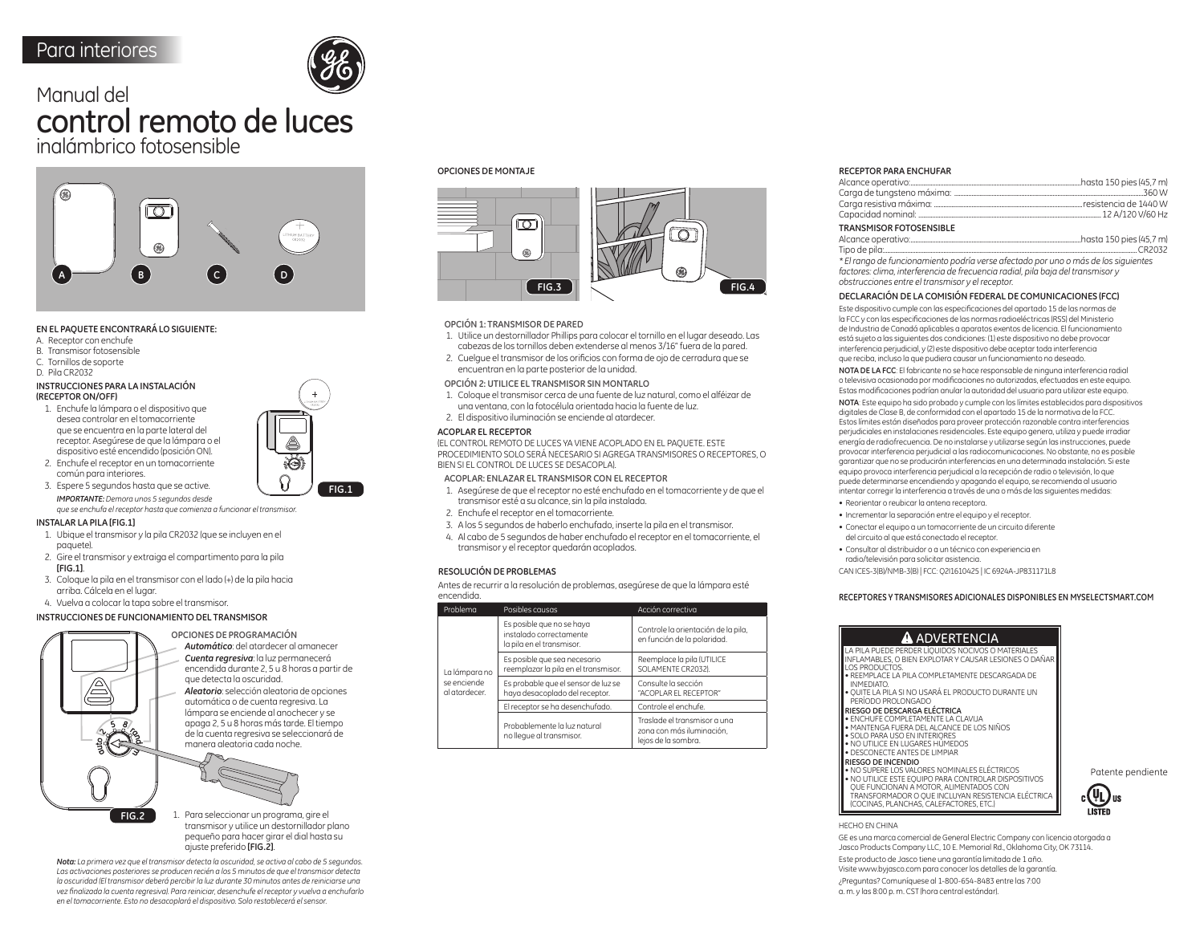Para interiores

# Manual del control remoto de luces inalámbrico fotosensible

A B C D

**EN EL PAQUETE ENCONTRARÁ LO SIGUIENTE:**

A. Receptor con enchufe
B. Transmisor fotosensible
C. Tornillos de soporte
D. Pila CR2032

**INSTRUCCIONES PARA LA INSTALACIÓN (RECEPTOR ON/OFF)**

1. Enchufe la lámpara o el dispositivo que desea controlar en el tomacorriente que se encuentra en la parte lateral del receptor. Asegúrese de que la lámpara o el dispositivo esté encendido (posición ON).
2. Enchufe el receptor en un tomacorriente común para interiores.
3. Espere 5 segundos hasta que se active.

*IMPORTANTE: Demora unos 5 segundos desde que se enchufa el receptor hasta que comienza a funcionar el transmisor.*

FIG.1

**INSTALAR LA PILA [FIG.1]**

1. Ubique el transmisor y la pila CR2032 (que se incluyen en el paquete).
2. Gire el transmisor y extraiga el compartimento para la pila **[FIG.1]**.
3. Coloque la pila en el transmisor con el lado (+) de la pila hacia arriba. Cálcela en el lugar.
4. Vuelva a colocar la tapa sobre el transmisor.

**INSTRUCCIONES DE FUNCIONAMIENTO DEL TRANSMISOR**

OPCIONES DE PROGRAMACIÓN

***Automático***: del atardecer al amanecer

***Cuenta regresiva***: la luz permanecerá encendida durante 2, 5 u 8 horas a partir de que detecta la oscuridad.

***Aleatorio***: selección aleatoria de opciones automática o de cuenta regresiva. La lámpara se enciende al anochecer y se apaga 2, 5 u 8 horas más tarde. El tiempo de la cuenta regresiva se seleccionará de manera aleatoria cada noche.

FIG.2

1. Para seleccionar un programa, gire el transmisor y utilice un destornillador plano pequeño para hacer girar el dial hasta su ajuste preferido **[FIG.2]**.

***Nota:*** *La primera vez que el transmisor detecta la oscuridad, se activa al cabo de 5 segundos. Las activaciones posteriores se producen recién a los 5 minutos de que el transmisor detecta la oscuridad (El transmisor deberá percibir la luz durante 30 minutos antes de reiniciarse una vez finalizada la cuenta regresiva). Para reiniciar, desenchufe el receptor y vuelva a enchufarlo en el tomacorriente. Esto no desacoplará el dispositivo. Solo restablecerá el sensor.*

**OPCIONES DE MONTAJE**

FIG.3 FIG.4

**OPCIÓN 1: TRANSMISOR DE PARED**

1. Utilice un destornillador Phillips para colocar el tornillo en el lugar deseado. Las cabezas de los tornillos deben extenderse al menos 3/16" fuera de la pared.
2. Cuelgue el transmisor de los orificios con forma de ojo de cerradura que se encuentran en la parte posterior de la unidad.

**OPCIÓN 2: UTILICE EL TRANSMISOR SIN MONTARLO**

1. Coloque el transmisor cerca de una fuente de luz natural, como el alféizar de una ventana, con la fotocélula orientada hacia la fuente de luz.
2. El dispositivo iluminación se enciende al atardecer.

**ACOPLAR EL RECEPTOR**

(EL CONTROL REMOTO DE LUCES YA VIENE ACOPLADO EN EL PAQUETE. ESTE PROCEDIMIENTO SOLO SERÁ NECESARIO SI AGREGA TRANSMISORES O RECEPTORES, O BIEN SI EL CONTROL DE LUCES SE DESACOPLA).

**ACOPLAR: ENLAZAR EL TRANSMISOR CON EL RECEPTOR**

1. Asegúrese de que el receptor no esté enchufado en el tomacorriente y de que el transmisor esté a su alcance, sin la pila instalada.
2. Enchufe el receptor en el tomacorriente.
3. A los 5 segundos de haberlo enchufado, inserte la pila en el transmisor.
4. Al cabo de 5 segundos de haber enchufado el receptor en el tomacorriente, el transmisor y el receptor quedarán acoplados.

**RESOLUCIÓN DE PROBLEMAS**

Antes de recurrir a la resolución de problemas, asegúrese de que la lámpara esté encendida.

| Problema | Posibles causas | Acción correctiva |
|---|---|---|
| La lámpara no se enciende al atardecer. | Es posible que no se haya instalado correctamente la pila en el transmisor. | Controle la orientación de la pila, en función de la polaridad. |
| | Es posible que sea necesario reemplazar la pila en el transmisor. | Reemplace la pila (UTILICE SOLAMENTE CR2032). |
| | Es probable que el sensor de luz se haya desacoplado del receptor. | Consulte la sección "ACOPLAR EL RECEPTOR" |
| | El receptor se ha desenchufado. | Controle el enchufe. |
| | Probablemente la luz natural no llegue al transmisor. | Traslade el transmisor a una zona con más iluminación, lejos de la sombra. |

**RECEPTOR PARA ENCHUFAR**

Alcance operativo: hasta 150 pies (45,7 m)
Carga de tungsteno máxima: 360 W
Carga resistiva máxima: resistencia de 1440 W
Capacidad nominal: 12 A/120 V/60 Hz

**TRANSMISOR FOTOSENSIBLE**

Alcance operativo: hasta 150 pies (45,7 m)
Tipo de pila: CR2032

*\* El rango de funcionamiento podría verse afectado por uno o más de los siguientes factores: clima, interferencia de frecuencia radial, pila baja del transmisor y obstrucciones entre el transmisor y el receptor.*

**DECLARACIÓN DE LA COMISIÓN FEDERAL DE COMUNICACIONES (FCC)**

Este dispositivo cumple con las especificaciones del apartado 15 de las normas de la FCC y con las especificaciones de las normas radioeléctricas (RSS) del Ministerio de Industria de Canadá aplicables a aparatos exentos de licencia. El funcionamiento está sujeto a las siguientes dos condiciones: (1) este dispositivo no debe provocar interferencia perjudicial, y (2) este dispositivo debe aceptar toda interferencia que reciba, incluso la que pudiera causar un funcionamiento no deseado.

**NOTA DE LA FCC**: El fabricante no se hace responsable de ninguna interferencia radial o televisiva ocasionada por modificaciones no autorizadas, efectuadas en este equipo. Estas modificaciones podrían anular la autoridad del usuario para utilizar este equipo.

**NOTA**: Este equipo ha sido probado y cumple con los límites establecidos para dispositivos digitales de Clase B, de conformidad con el apartado 15 de la normativa de la FCC. Estos límites están diseñados para proveer protección razonable contra interferencias perjudiciales en instalaciones residenciales. Este equipo genera, utiliza y puede irradiar energía de radiofrecuencia. De no instalarse y utilizarse según las instrucciones, puede provocar interferencia perjudicial a las radiocomunicaciones. No obstante, no es posible garantizar que no se producirán interferencias en una determinada instalación. Si este equipo provoca interferencia perjudicial a la recepción de radio o televisión, lo que puede determinarse encendiendo y apagando el equipo, se recomienda al usuario intentar corregir la interferencia a través de uno o más de las siguientes medidas:

- Reorientar o reubicar la antena receptora.
- Incrementar la separación entre el equipo y el receptor.
- Conectar el equipo a un tomacorriente de un circuito diferente del circuito al que está conectado el receptor.
- Consultar al distribuidor o a un técnico con experiencia en radio/televisión para solicitar asistencia.

CAN ICES-3(B)/NMB-3(B) | FCC: QZI1610425 | IC 6924A-JP831171L8

**RECEPTORES Y TRANSMISORES ADICIONALES DISPONIBLES EN MYSELECTSMART.COM**

**⚠ ADVERTENCIA**

LA PILA PUEDE PERDER LÍQUIDOS NOCIVOS O MATERIALES INFLAMABLES, O BIEN EXPLOTAR Y CAUSAR LESIONES O DAÑAR LOS PRODUCTOS.
- REEMPLACE LA PILA COMPLETAMENTE DESCARGADA DE INMEDIATO.
- QUITE LA PILA SI NO USARÁ EL PRODUCTO DURANTE UN PERÍODO PROLONGADO

**RIESGO DE DESCARGA ELÉCTRICA**
- ENCHUFE COMPLETAMENTE LA CLAVIJA
- MANTENGA FUERA DEL ALCANCE DE LOS NIÑOS
- SOLO PARA USO EN INTERIORES
- NO UTILICE EN LUGARES HÚMEDOS
- DESCONECTE ANTES DE LIMPIAR

**RIESGO DE INCENDIO**
- NO SUPERE LOS VALORES NOMINALES ELÉCTRICOS
- NO UTILICE ESTE EQUIPO PARA CONTROLAR DISPOSITIVOS QUE FUNCIONAN A MOTOR, ALIMENTADOS CON TRANSFORMADOR O QUE INCLUYAN RESISTENCIA ELÉCTRICA (COCINAS, PLANCHAS, CALEFACTORES, ETC.)

Patente pendiente

HECHO EN CHINA

GE es una marca comercial de General Electric Company con licencia otorgada a Jasco Products Company LLC, 10 E. Memorial Rd., Oklahoma City, OK 73114.

Este producto de Jasco tiene una garantía limitada de 1 año. Visite www.byjasco.com para conocer los detalles de la garantía.

¿Preguntas? Comuníquese al 1-800-654-8483 entre las 7:00 a. m. y las 8:00 p. m. CST (hora central estándar).